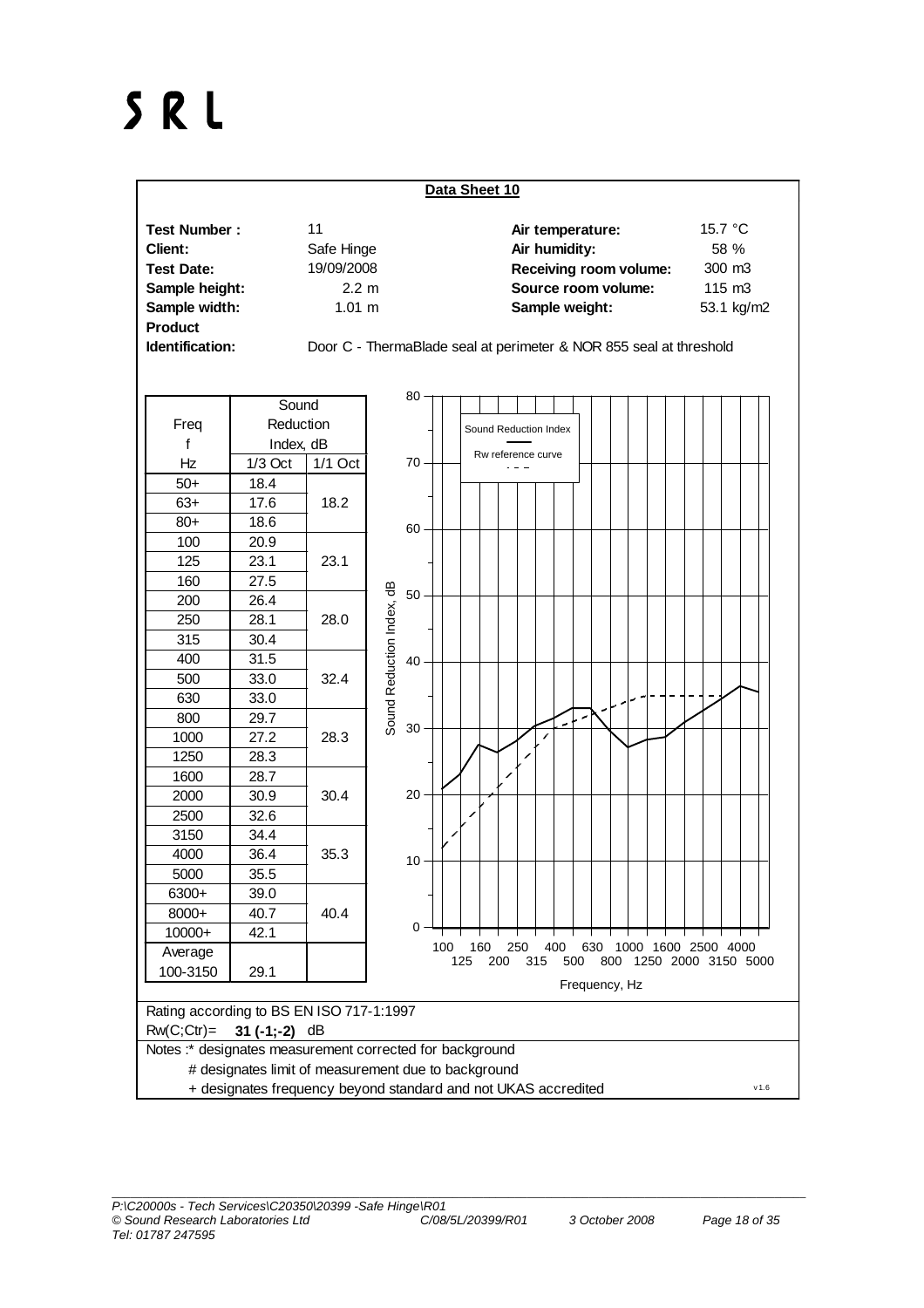# SRL

## Data Sheet 10

| | | | |
|---|---|---|---|
| **Test Number :** | 11 | **Air temperature:** | 15.7 °C |
| **Client:** | Safe Hinge | **Air humidity:** | 58 % |
| **Test Date:** | 19/09/2008 | **Receiving room volume:** | 300 m3 |
| **Sample height:** | 2.2 m | **Source room volume:** | 115 m3 |
| **Sample width:** | 1.01 m | **Sample weight:** | 53.1 kg/m2 |

**Product Identification:** Door C - ThermaBlade seal at perimeter & NOR 855 seal at threshold

| Freq f Hz | Sound Reduction Index, dB 1/3 Oct | 1/1 Oct |
|---|---|---|
| 50+ | 18.4 | |
| 63+ | 17.6 | 18.2 |
| 80+ | 18.6 | |
| 100 | 20.9 | |
| 125 | 23.1 | 23.1 |
| 160 | 27.5 | |
| 200 | 26.4 | |
| 250 | 28.1 | 28.0 |
| 315 | 30.4 | |
| 400 | 31.5 | |
| 500 | 33.0 | 32.4 |
| 630 | 33.0 | |
| 800 | 29.7 | |
| 1000 | 27.2 | 28.3 |
| 1250 | 28.3 | |
| 1600 | 28.7 | |
| 2000 | 30.9 | 30.4 |
| 2500 | 32.6 | |
| 3150 | 34.4 | |
| 4000 | 36.4 | 35.3 |
| 5000 | 35.5 | |
| 6300+ | 39.0 | |
| 8000+ | 40.7 | 40.4 |
| 10000+ | 42.1 | |
| Average 100-3150 | 29.1 | |

Rating according to BS EN ISO 717-1:1997

Rw(C;Ctr)= **31 (-1;-2)** dB

Notes :* designates measurement corrected for background

# designates limit of measurement due to background

+ designates frequency beyond standard and not UKAS accredited

v1.6

*P:\C20000s - Tech Services\C20350\20399 -Safe Hinge\R01*
*© Sound Research Laboratories Ltd* *C/08/5L/20399/R01* *3 October 2008*
*Tel: 01787 247595*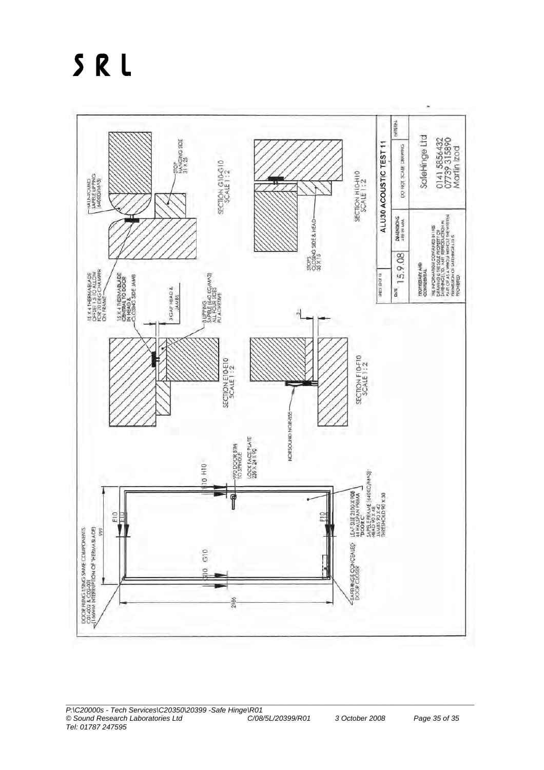S R L

DOOR HUNG USING SAME COMPONENTS
C01-002 & C02-001
(166MM INTERRUPTION OF THERMABLADE)

999

2186

E10 E10

G10 G10

H10 H10

F10 F10

990 DOOR BTM TO SPINDLE

LOCK FACE PLATE 235 X 24 X 90

SAFEHINGE CONCEALED DOOR CLOSER

LEAF SIZE 2100 X 908
44 HALSPAN PRIMA
"DOOR C"
SAPELE FRAME (640KG/M3):
HEAD 90 X 48
JAMBS 90 X 42
THRESHOLD 90 X 30

15 X 4 THERMABLADE OFFSET 1.5 TO ALLOW FOR 70 DEG CHAMFER ON FRAME

15 X 4 THERMABLADE CENTRAL TO DOOR IN HEAD & CLOSING SIDE JAMB

3 GAP HEAD & JAMBS

8 LIPPING SAPELE (640 KG/M3) ALL FOUR SIDES PU ADHESIVE

HALF-ROUND SAPELE LIPPING (640KG/M3)

STOP HANGING SIDE 31 X 25

SECTION G10-G10
SCALE 1 : 2

SECTION E10-E10
SCALE 1 : 2

STOPS CLOSING SIDE & HEAD 35 X 15

SECTION H10-H10
SCALE 1 : 2

3

NORSOUND NOR-855

SECTION F10-F10
SCALE 1 : 2

| | | | |
|---|---|---|---|
| SHEET 13 OF 15 | ALU30 ACOUSTIC TEST 11 | | MATERIAL |
| DATE 15.9.08 | DIMENSIONS ARE IN MM. | DO NOT SCALE DRAWING | |
| PROPRIETARY AND CONFIDENTIAL<br>THE INFORMATION CONTAINED IN THIS DRAWING IS THE SOLE PROPERTY OF SAFEHINGE LTD. ANY REPRODUCTION IN PART OR AS A WHOLE WITHOUT THE WRITTEN PERMISSION OF SAFEHINGE LTD IS PROHIBITED | SafeHinge Ltd<br>0141 5856432<br>07739 315890<br>Martin Izod | | |

P:\C20000s - Tech Services\C20350\20399 -Safe Hinge\R01
© Sound Research Laboratories Ltd C/08/5L/20399/R01 3 October 2008
Tel: 01787 247595